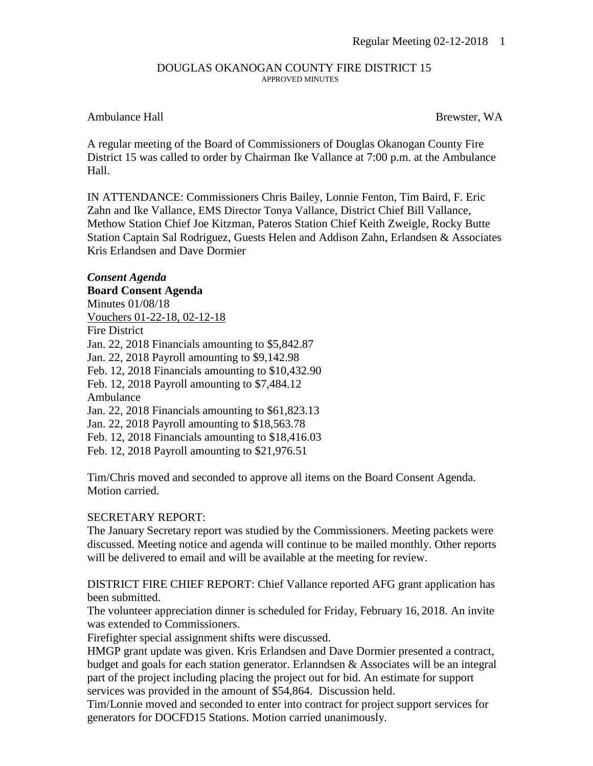DOUGLAS OKANOGAN COUNTY FIRE DISTRICT 15
APPROVED MINUTES

Ambulance Hall Brewster, WA

A regular meeting of the Board of Commissioners of Douglas Okanogan County Fire District 15 was called to order by Chairman Ike Vallance at 7:00 p.m. at the Ambulance Hall.

IN ATTENDANCE: Commissioners Chris Bailey, Lonnie Fenton, Tim Baird, F. Eric Zahn and Ike Vallance, EMS Director Tonya Vallance, District Chief Bill Vallance, Methow Station Chief Joe Kitzman, Pateros Station Chief Keith Zweigle, Rocky Butte Station Captain Sal Rodriguez, Guests Helen and Addison Zahn, Erlandsen & Associates Kris Erlandsen and Dave Dormier

***Consent Agenda***

**Board Consent Agenda**

Minutes 01/08/18
Vouchers 01-22-18, 02-12-18
Fire District
Jan. 22, 2018 Financials amounting to $5,842.87
Jan. 22, 2018 Payroll amounting to $9,142.98
Feb. 12, 2018 Financials amounting to $10,432.90
Feb. 12, 2018 Payroll amounting to $7,484.12
Ambulance
Jan. 22, 2018 Financials amounting to $61,823.13
Jan. 22, 2018 Payroll amounting to $18,563.78
Feb. 12, 2018 Financials amounting to $18,416.03
Feb. 12, 2018 Payroll amounting to $21,976.51

Tim/Chris moved and seconded to approve all items on the Board Consent Agenda. Motion carried.

SECRETARY REPORT:
The January Secretary report was studied by the Commissioners. Meeting packets were discussed. Meeting notice and agenda will continue to be mailed monthly. Other reports will be delivered to email and will be available at the meeting for review.

DISTRICT FIRE CHIEF REPORT: Chief Vallance reported AFG grant application has been submitted.
The volunteer appreciation dinner is scheduled for Friday, February 16, 2018. An invite was extended to Commissioners.
Firefighter special assignment shifts were discussed.
HMGP grant update was given. Kris Erlandsen and Dave Dormier presented a contract, budget and goals for each station generator. Erlanndsen & Associates will be an integral part of the project including placing the project out for bid. An estimate for support services was provided in the amount of $54,864. Discussion held.
Tim/Lonnie moved and seconded to enter into contract for project support services for generators for DOCFD15 Stations. Motion carried unanimously.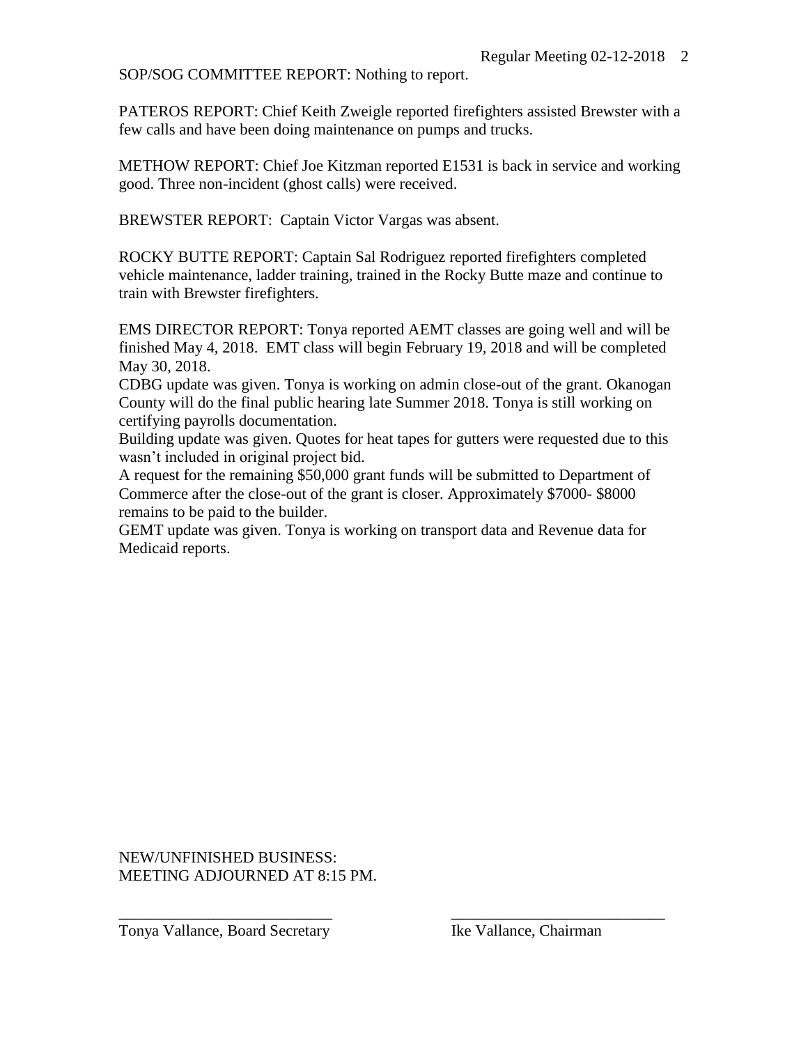SOP/SOG COMMITTEE REPORT: Nothing to report.

PATEROS REPORT: Chief Keith Zweigle reported firefighters assisted Brewster with a few calls and have been doing maintenance on pumps and trucks.

METHOW REPORT: Chief Joe Kitzman reported E1531 is back in service and working good. Three non-incident (ghost calls) were received.

BREWSTER REPORT: Captain Victor Vargas was absent.

ROCKY BUTTE REPORT: Captain Sal Rodriguez reported firefighters completed vehicle maintenance, ladder training, trained in the Rocky Butte maze and continue to train with Brewster firefighters.

EMS DIRECTOR REPORT: Tonya reported AEMT classes are going well and will be finished May 4, 2018. EMT class will begin February 19, 2018 and will be completed May 30, 2018.
CDBG update was given. Tonya is working on admin close-out of the grant. Okanogan County will do the final public hearing late Summer 2018. Tonya is still working on certifying payrolls documentation.
Building update was given. Quotes for heat tapes for gutters were requested due to this wasn't included in original project bid.
A request for the remaining $50,000 grant funds will be submitted to Department of Commerce after the close-out of the grant is closer. Approximately $7000- $8000 remains to be paid to the builder.
GEMT update was given. Tonya is working on transport data and Revenue data for Medicaid reports.

NEW/UNFINISHED BUSINESS:
MEETING ADJOURNED AT 8:15 PM.

___________________________ ___________________________
Tonya Vallance, Board Secretary Ike Vallance, Chairman